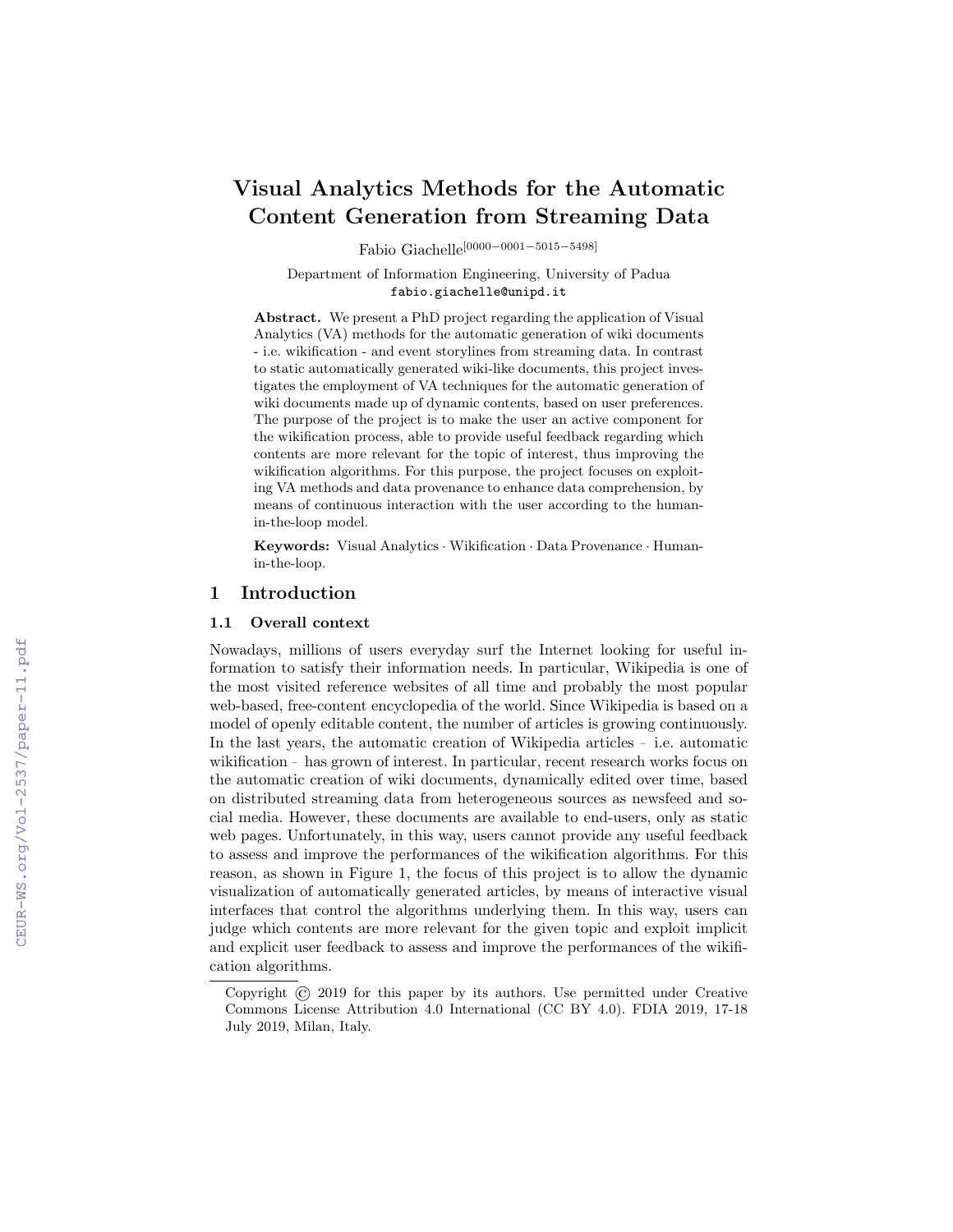# Visual Analytics Methods for the Automatic Content Generation from Streaming Data

Fabio Giachelle[0000-0001-5015-5498]

Department of Information Engineering, University of Padua
fabio.giachelle@unipd.it

**Abstract.** We present a PhD project regarding the application of Visual Analytics (VA) methods for the automatic generation of wiki documents - i.e. wikification - and event storylines from streaming data. In contrast to static automatically generated wiki-like documents, this project investigates the employment of VA techniques for the automatic generation of wiki documents made up of dynamic contents, based on user preferences. The purpose of the project is to make the user an active component for the wikification process, able to provide useful feedback regarding which contents are more relevant for the topic of interest, thus improving the wikification algorithms. For this purpose, the project focuses on exploiting VA methods and data provenance to enhance data comprehension, by means of continuous interaction with the user according to the human-in-the-loop model.

**Keywords:** Visual Analytics · Wikification · Data Provenance · Human-in-the-loop.

## 1 Introduction

### 1.1 Overall context

Nowadays, millions of users everyday surf the Internet looking for useful information to satisfy their information needs. In particular, Wikipedia is one of the most visited reference websites of all time and probably the most popular web-based, free-content encyclopedia of the world. Since Wikipedia is based on a model of openly editable content, the number of articles is growing continuously. In the last years, the automatic creation of Wikipedia articles - i.e. automatic wikification - has grown of interest. In particular, recent research works focus on the automatic creation of wiki documents, dynamically edited over time, based on distributed streaming data from heterogeneous sources as newsfeed and social media. However, these documents are available to end-users, only as static web pages. Unfortunately, in this way, users cannot provide any useful feedback to assess and improve the performances of the wikification algorithms. For this reason, as shown in Figure 1, the focus of this project is to allow the dynamic visualization of automatically generated articles, by means of interactive visual interfaces that control the algorithms underlying them. In this way, users can judge which contents are more relevant for the given topic and exploit implicit and explicit user feedback to assess and improve the performances of the wikification algorithms.

Copyright © 2019 for this paper by its authors. Use permitted under Creative Commons License Attribution 4.0 International (CC BY 4.0). FDIA 2019, 17-18 July 2019, Milan, Italy.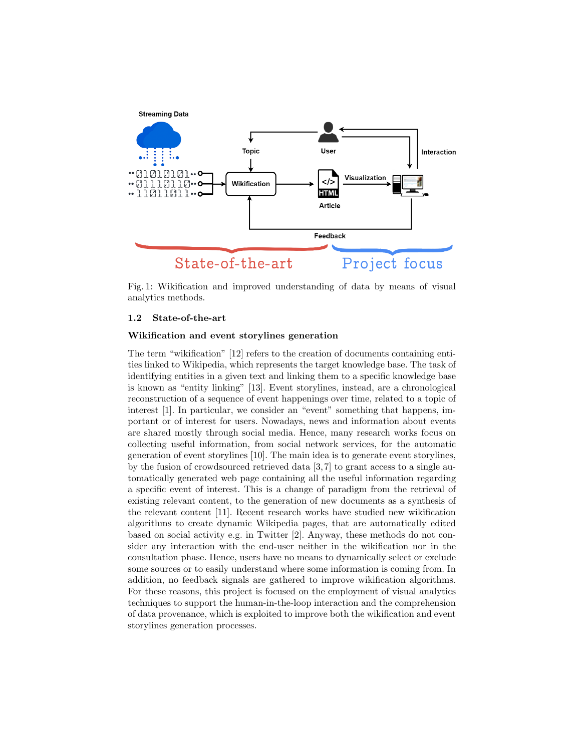Fig. 1: Wikification and improved understanding of data by means of visual analytics methods.

### 1.2 State-of-the-art

#### Wikification and event storylines generation

The term "wikification" [12] refers to the creation of documents containing entities linked to Wikipedia, which represents the target knowledge base. The task of identifying entities in a given text and linking them to a specific knowledge base is known as "entity linking" [13]. Event storylines, instead, are a chronological reconstruction of a sequence of event happenings over time, related to a topic of interest [1]. In particular, we consider an "event" something that happens, important or of interest for users. Nowadays, news and information about events are shared mostly through social media. Hence, many research works focus on collecting useful information, from social network services, for the automatic generation of event storylines [10]. The main idea is to generate event storylines, by the fusion of crowdsourced retrieved data [3,7] to grant access to a single automatically generated web page containing all the useful information regarding a specific event of interest. This is a change of paradigm from the retrieval of existing relevant content, to the generation of new documents as a synthesis of the relevant content [11]. Recent research works have studied new wikification algorithms to create dynamic Wikipedia pages, that are automatically edited based on social activity e.g. in Twitter [2]. Anyway, these methods do not consider any interaction with the end-user neither in the wikification nor in the consultation phase. Hence, users have no means to dynamically select or exclude some sources or to easily understand where some information is coming from. In addition, no feedback signals are gathered to improve wikification algorithms. For these reasons, this project is focused on the employment of visual analytics techniques to support the human-in-the-loop interaction and the comprehension of data provenance, which is exploited to improve both the wikification and event storylines generation processes.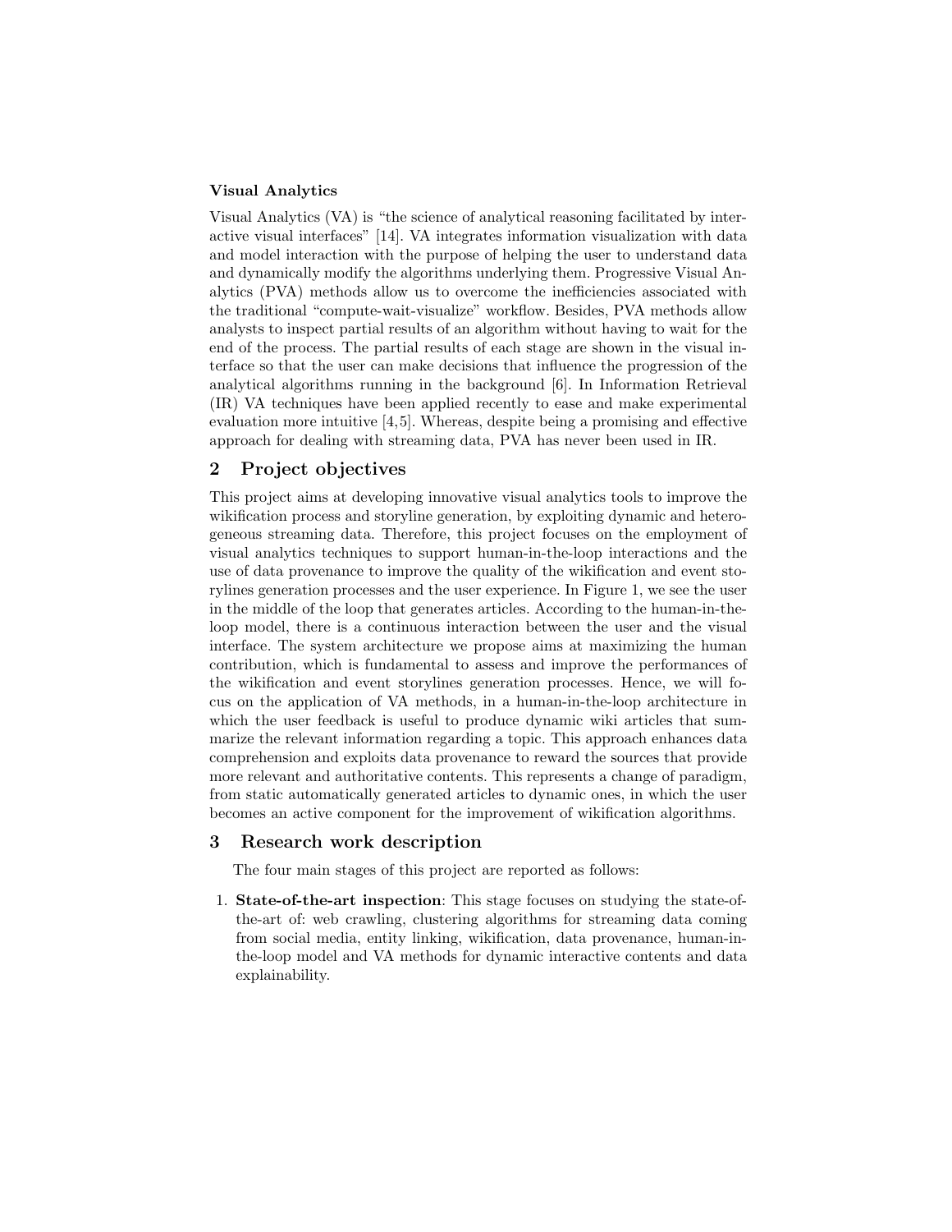**Visual Analytics**

Visual Analytics (VA) is "the science of analytical reasoning facilitated by interactive visual interfaces" [14]. VA integrates information visualization with data and model interaction with the purpose of helping the user to understand data and dynamically modify the algorithms underlying them. Progressive Visual Analytics (PVA) methods allow us to overcome the inefficiencies associated with the traditional "compute-wait-visualize" workflow. Besides, PVA methods allow analysts to inspect partial results of an algorithm without having to wait for the end of the process. The partial results of each stage are shown in the visual interface so that the user can make decisions that influence the progression of the analytical algorithms running in the background [6]. In Information Retrieval (IR) VA techniques have been applied recently to ease and make experimental evaluation more intuitive [4,5]. Whereas, despite being a promising and effective approach for dealing with streaming data, PVA has never been used in IR.

## 2 Project objectives

This project aims at developing innovative visual analytics tools to improve the wikification process and storyline generation, by exploiting dynamic and heterogeneous streaming data. Therefore, this project focuses on the employment of visual analytics techniques to support human-in-the-loop interactions and the use of data provenance to improve the quality of the wikification and event storylines generation processes and the user experience. In Figure 1, we see the user in the middle of the loop that generates articles. According to the human-in-the-loop model, there is a continuous interaction between the user and the visual interface. The system architecture we propose aims at maximizing the human contribution, which is fundamental to assess and improve the performances of the wikification and event storylines generation processes. Hence, we will focus on the application of VA methods, in a human-in-the-loop architecture in which the user feedback is useful to produce dynamic wiki articles that summarize the relevant information regarding a topic. This approach enhances data comprehension and exploits data provenance to reward the sources that provide more relevant and authoritative contents. This represents a change of paradigm, from static automatically generated articles to dynamic ones, in which the user becomes an active component for the improvement of wikification algorithms.

## 3 Research work description

The four main stages of this project are reported as follows:

1. **State-of-the-art inspection**: This stage focuses on studying the state-of-the-art of: web crawling, clustering algorithms for streaming data coming from social media, entity linking, wikification, data provenance, human-in-the-loop model and VA methods for dynamic interactive contents and data explainability.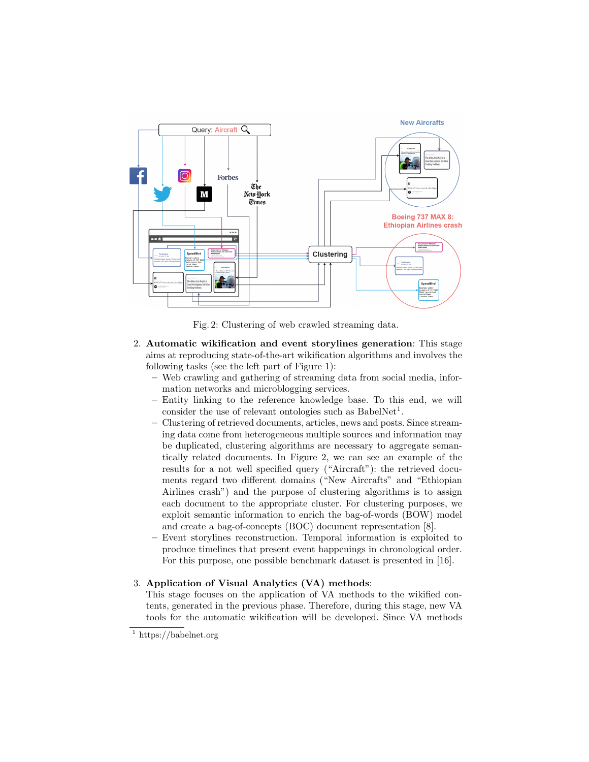Fig. 2: Clustering of web crawled streaming data.

2. **Automatic wikification and event storylines generation**: This stage aims at reproducing state-of-the-art wikification algorithms and involves the following tasks (see the left part of Figure 1):
   - Web crawling and gathering of streaming data from social media, information networks and microblogging services.
   - Entity linking to the reference knowledge base. To this end, we will consider the use of relevant ontologies such as BabelNet[1].
   - Clustering of retrieved documents, articles, news and posts. Since streaming data come from heterogeneous multiple sources and information may be duplicated, clustering algorithms are necessary to aggregate semantically related documents. In Figure 2, we can see an example of the results for a not well specified query ("Aircraft"): the retrieved documents regard two different domains ("New Aircrafts" and "Ethiopian Airlines crash") and the purpose of clustering algorithms is to assign each document to the appropriate cluster. For clustering purposes, we exploit semantic information to enrich the bag-of-words (BOW) model and create a bag-of-concepts (BOC) document representation [8].
   - Event storylines reconstruction. Temporal information is exploited to produce timelines that present event happenings in chronological order. For this purpose, one possible benchmark dataset is presented in [16].

3. **Application of Visual Analytics (VA) methods**:
   This stage focuses on the application of VA methods to the wikified contents, generated in the previous phase. Therefore, during this stage, new VA tools for the automatic wikification will be developed. Since VA methods

[1] https://babelnet.org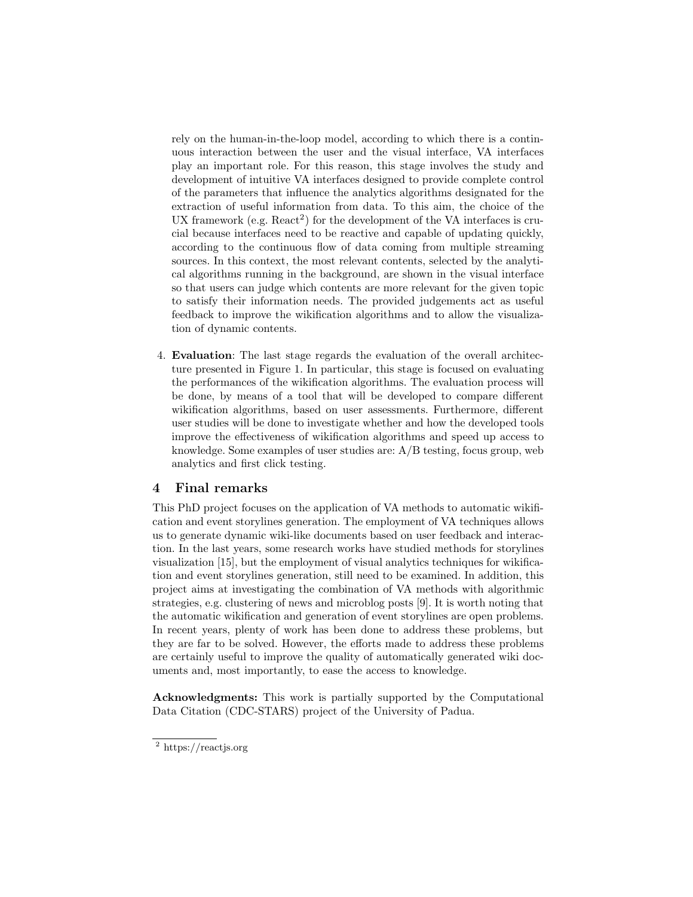rely on the human-in-the-loop model, according to which there is a continuous interaction between the user and the visual interface, VA interfaces play an important role. For this reason, this stage involves the study and development of intuitive VA interfaces designed to provide complete control of the parameters that influence the analytics algorithms designated for the extraction of useful information from data. To this aim, the choice of the UX framework (e.g. React[2]) for the development of the VA interfaces is crucial because interfaces need to be reactive and capable of updating quickly, according to the continuous flow of data coming from multiple streaming sources. In this context, the most relevant contents, selected by the analytical algorithms running in the background, are shown in the visual interface so that users can judge which contents are more relevant for the given topic to satisfy their information needs. The provided judgements act as useful feedback to improve the wikification algorithms and to allow the visualization of dynamic contents.

4. **Evaluation**: The last stage regards the evaluation of the overall architecture presented in Figure 1. In particular, this stage is focused on evaluating the performances of the wikification algorithms. The evaluation process will be done, by means of a tool that will be developed to compare different wikification algorithms, based on user assessments. Furthermore, different user studies will be done to investigate whether and how the developed tools improve the effectiveness of wikification algorithms and speed up access to knowledge. Some examples of user studies are: A/B testing, focus group, web analytics and first click testing.

## 4 Final remarks

This PhD project focuses on the application of VA methods to automatic wikification and event storylines generation. The employment of VA techniques allows us to generate dynamic wiki-like documents based on user feedback and interaction. In the last years, some research works have studied methods for storylines visualization [15], but the employment of visual analytics techniques for wikification and event storylines generation, still need to be examined. In addition, this project aims at investigating the combination of VA methods with algorithmic strategies, e.g. clustering of news and microblog posts [9]. It is worth noting that the automatic wikification and generation of event storylines are open problems. In recent years, plenty of work has been done to address these problems, but they are far to be solved. However, the efforts made to address these problems are certainly useful to improve the quality of automatically generated wiki documents and, most importantly, to ease the access to knowledge.

**Acknowledgments:** This work is partially supported by the Computational Data Citation (CDC-STARS) project of the University of Padua.

[2] https://reactjs.org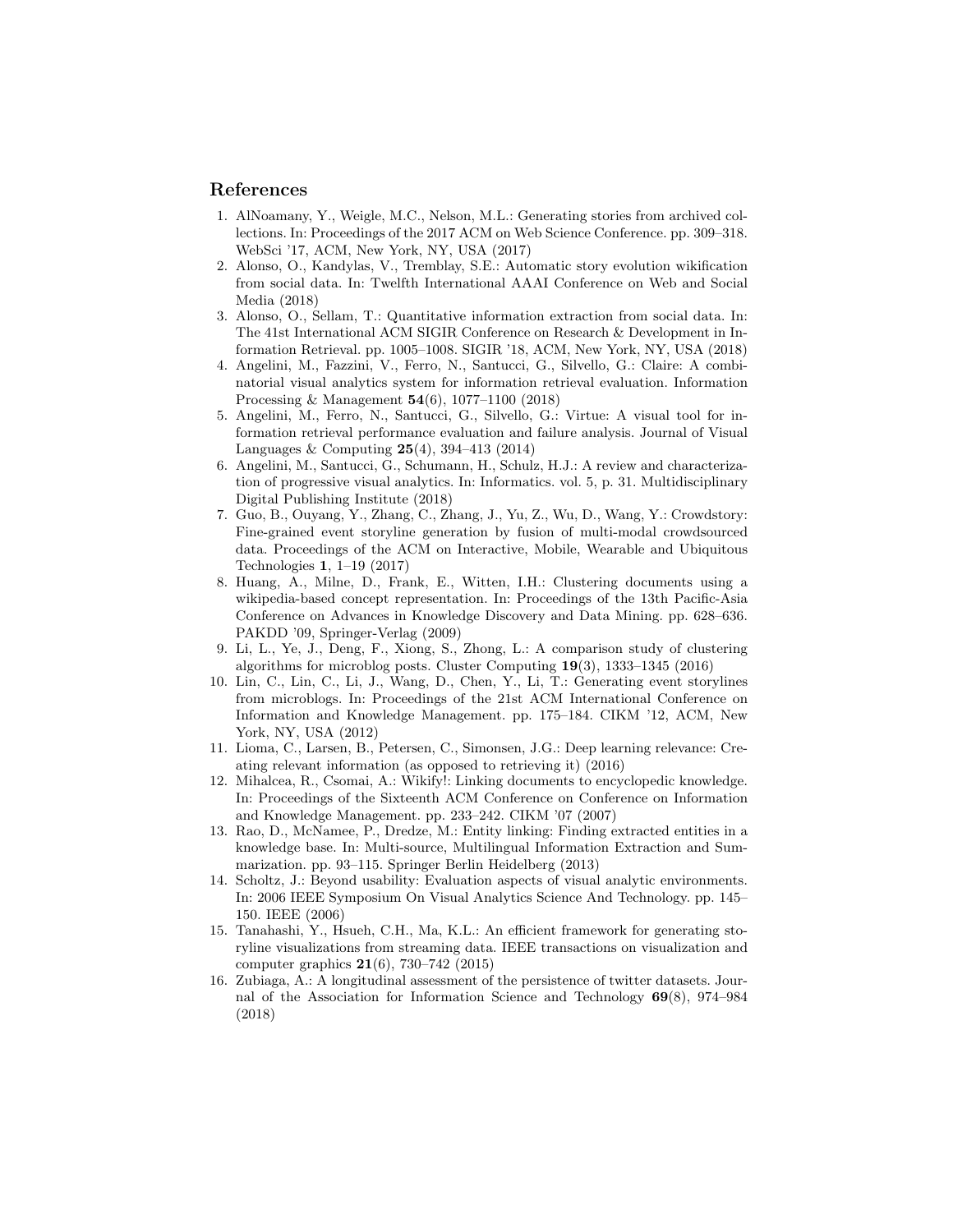## References

1. AlNoamany, Y., Weigle, M.C., Nelson, M.L.: Generating stories from archived collections. In: Proceedings of the 2017 ACM on Web Science Conference. pp. 309–318. WebSci '17, ACM, New York, NY, USA (2017)
2. Alonso, O., Kandylas, V., Tremblay, S.E.: Automatic story evolution wikification from social data. In: Twelfth International AAAI Conference on Web and Social Media (2018)
3. Alonso, O., Sellam, T.: Quantitative information extraction from social data. In: The 41st International ACM SIGIR Conference on Research & Development in Information Retrieval. pp. 1005–1008. SIGIR '18, ACM, New York, NY, USA (2018)
4. Angelini, M., Fazzini, V., Ferro, N., Santucci, G., Silvello, G.: Claire: A combinatorial visual analytics system for information retrieval evaluation. Information Processing & Management **54**(6), 1077–1100 (2018)
5. Angelini, M., Ferro, N., Santucci, G., Silvello, G.: Virtue: A visual tool for information retrieval performance evaluation and failure analysis. Journal of Visual Languages & Computing **25**(4), 394–413 (2014)
6. Angelini, M., Santucci, G., Schumann, H., Schulz, H.J.: A review and characterization of progressive visual analytics. In: Informatics. vol. 5, p. 31. Multidisciplinary Digital Publishing Institute (2018)
7. Guo, B., Ouyang, Y., Zhang, C., Zhang, J., Yu, Z., Wu, D., Wang, Y.: Crowdstory: Fine-grained event storyline generation by fusion of multi-modal crowdsourced data. Proceedings of the ACM on Interactive, Mobile, Wearable and Ubiquitous Technologies **1**, 1–19 (2017)
8. Huang, A., Milne, D., Frank, E., Witten, I.H.: Clustering documents using a wikipedia-based concept representation. In: Proceedings of the 13th Pacific-Asia Conference on Advances in Knowledge Discovery and Data Mining. pp. 628–636. PAKDD '09, Springer-Verlag (2009)
9. Li, L., Ye, J., Deng, F., Xiong, S., Zhong, L.: A comparison study of clustering algorithms for microblog posts. Cluster Computing **19**(3), 1333–1345 (2016)
10. Lin, C., Lin, C., Li, J., Wang, D., Chen, Y., Li, T.: Generating event storylines from microblogs. In: Proceedings of the 21st ACM International Conference on Information and Knowledge Management. pp. 175–184. CIKM '12, ACM, New York, NY, USA (2012)
11. Lioma, C., Larsen, B., Petersen, C., Simonsen, J.G.: Deep learning relevance: Creating relevant information (as opposed to retrieving it) (2016)
12. Mihalcea, R., Csomai, A.: Wikify!: Linking documents to encyclopedic knowledge. In: Proceedings of the Sixteenth ACM Conference on Conference on Information and Knowledge Management. pp. 233–242. CIKM '07 (2007)
13. Rao, D., McNamee, P., Dredze, M.: Entity linking: Finding extracted entities in a knowledge base. In: Multi-source, Multilingual Information Extraction and Summarization. pp. 93–115. Springer Berlin Heidelberg (2013)
14. Scholtz, J.: Beyond usability: Evaluation aspects of visual analytic environments. In: 2006 IEEE Symposium On Visual Analytics Science And Technology. pp. 145–150. IEEE (2006)
15. Tanahashi, Y., Hsueh, C.H., Ma, K.L.: An efficient framework for generating storyline visualizations from streaming data. IEEE transactions on visualization and computer graphics **21**(6), 730–742 (2015)
16. Zubiaga, A.: A longitudinal assessment of the persistence of twitter datasets. Journal of the Association for Information Science and Technology **69**(8), 974–984 (2018)